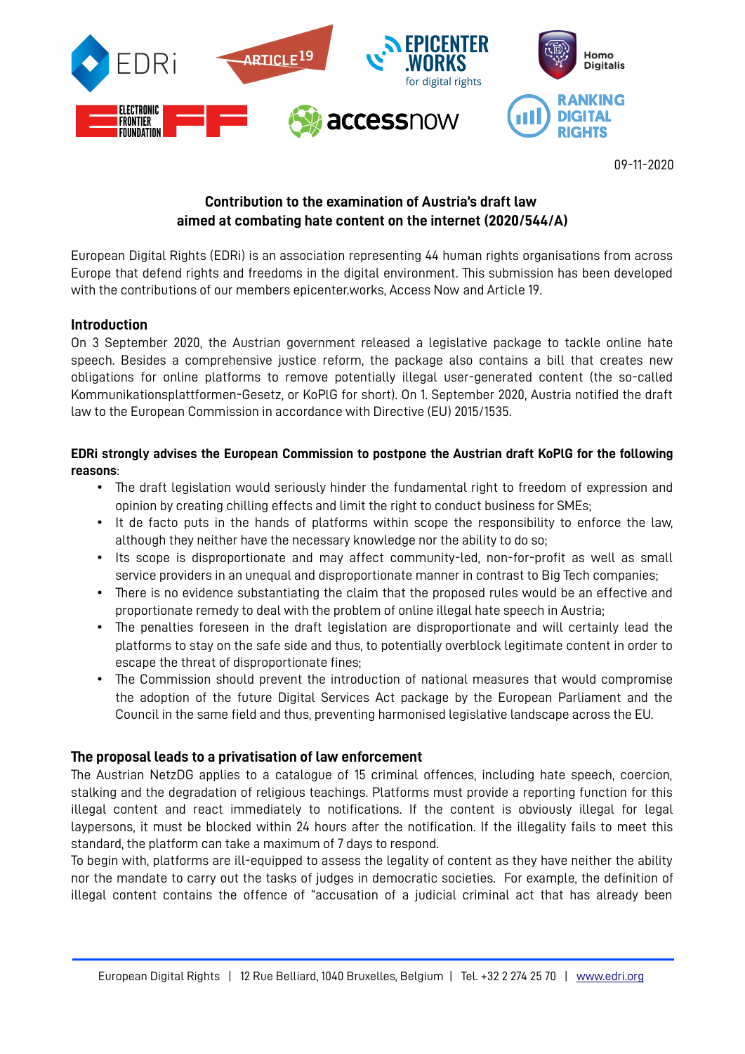09-11-2020

**Contribution to the examination of Austria's draft law aimed at combating hate content on the internet (2020/544/A)**

European Digital Rights (EDRi) is an association representing 44 human rights organisations from across Europe that defend rights and freedoms in the digital environment. This submission has been developed with the contributions of our members epicenter.works, Access Now and Article 19.

## Introduction

On 3 September 2020, the Austrian government released a legislative package to tackle online hate speech. Besides a comprehensive justice reform, the package also contains a bill that creates new obligations for online platforms to remove potentially illegal user-generated content (the so-called Kommunikationsplattformen-Gesetz, or KoPlG for short). On 1. September 2020, Austria notified the draft law to the European Commission in accordance with Directive (EU) 2015/1535.

**EDRi strongly advises the European Commission to postpone the Austrian draft KoPlG for the following reasons**:

- The draft legislation would seriously hinder the fundamental right to freedom of expression and opinion by creating chilling effects and limit the right to conduct business for SMEs;
- It de facto puts in the hands of platforms within scope the responsibility to enforce the law, although they neither have the necessary knowledge nor the ability to do so;
- Its scope is disproportionate and may affect community-led, non-for-profit as well as small service providers in an unequal and disproportionate manner in contrast to Big Tech companies;
- There is no evidence substantiating the claim that the proposed rules would be an effective and proportionate remedy to deal with the problem of online illegal hate speech in Austria;
- The penalties foreseen in the draft legislation are disproportionate and will certainly lead the platforms to stay on the safe side and thus, to potentially overblock legitimate content in order to escape the threat of disproportionate fines;
- The Commission should prevent the introduction of national measures that would compromise the adoption of the future Digital Services Act package by the European Parliament and the Council in the same field and thus, preventing harmonised legislative landscape across the EU.

## The proposal leads to a privatisation of law enforcement

The Austrian NetzDG applies to a catalogue of 15 criminal offences, including hate speech, coercion, stalking and the degradation of religious teachings. Platforms must provide a reporting function for this illegal content and react immediately to notifications. If the content is obviously illegal for legal laypersons, it must be blocked within 24 hours after the notification. If the illegality fails to meet this standard, the platform can take a maximum of 7 days to respond.

To begin with, platforms are ill-equipped to assess the legality of content as they have neither the ability nor the mandate to carry out the tasks of judges in democratic societies. For example, the definition of illegal content contains the offence of "accusation of a judicial criminal act that has already been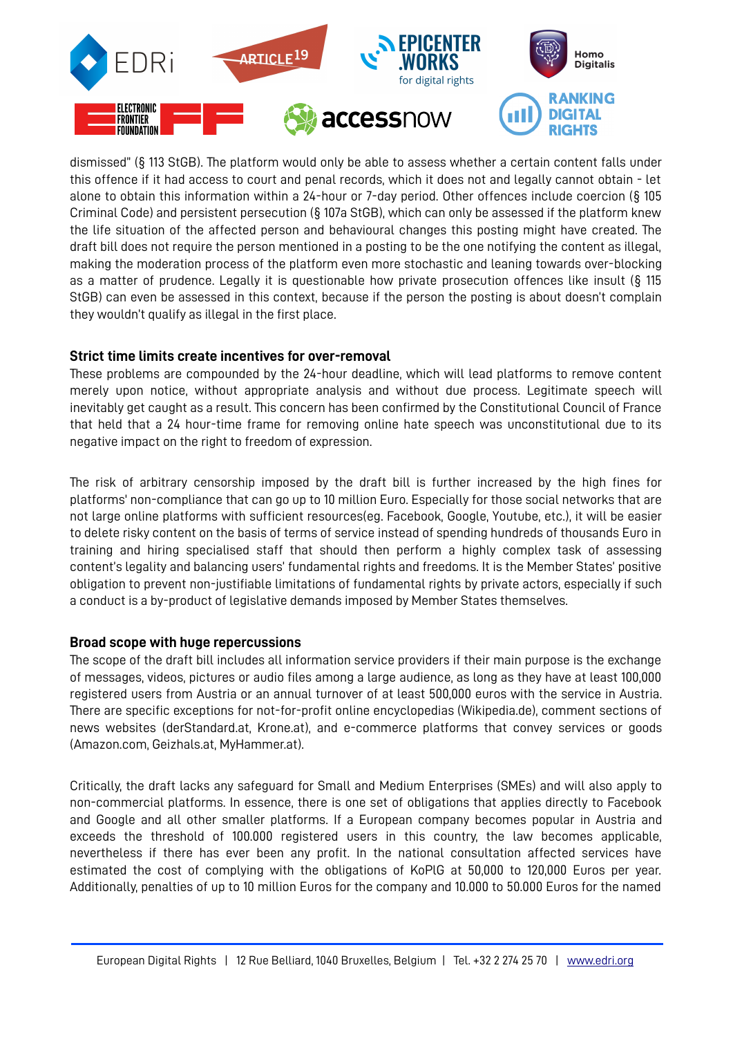dismissed" (§ 113 StGB). The platform would only be able to assess whether a certain content falls under this offence if it had access to court and penal records, which it does not and legally cannot obtain - let alone to obtain this information within a 24-hour or 7-day period. Other offences include coercion (§ 105 Criminal Code) and persistent persecution (§ 107a StGB), which can only be assessed if the platform knew the life situation of the affected person and behavioural changes this posting might have created. The draft bill does not require the person mentioned in a posting to be the one notifying the content as illegal, making the moderation process of the platform even more stochastic and leaning towards over-blocking as a matter of prudence. Legally it is questionable how private prosecution offences like insult (§ 115 StGB) can even be assessed in this context, because if the person the posting is about doesn't complain they wouldn't qualify as illegal in the first place.

**Strict time limits create incentives for over-removal**

These problems are compounded by the 24-hour deadline, which will lead platforms to remove content merely upon notice, without appropriate analysis and without due process. Legitimate speech will inevitably get caught as a result. This concern has been confirmed by the Constitutional Council of France that held that a 24 hour-time frame for removing online hate speech was unconstitutional due to its negative impact on the right to freedom of expression.

The risk of arbitrary censorship imposed by the draft bill is further increased by the high fines for platforms' non-compliance that can go up to 10 million Euro. Especially for those social networks that are not large online platforms with sufficient resources(eg. Facebook, Google, Youtube, etc.), it will be easier to delete risky content on the basis of terms of service instead of spending hundreds of thousands Euro in training and hiring specialised staff that should then perform a highly complex task of assessing content's legality and balancing users' fundamental rights and freedoms. It is the Member States' positive obligation to prevent non-justifiable limitations of fundamental rights by private actors, especially if such a conduct is a by-product of legislative demands imposed by Member States themselves.

**Broad scope with huge repercussions**

The scope of the draft bill includes all information service providers if their main purpose is the exchange of messages, videos, pictures or audio files among a large audience, as long as they have at least 100,000 registered users from Austria or an annual turnover of at least 500,000 euros with the service in Austria. There are specific exceptions for not-for-profit online encyclopedias (Wikipedia.de), comment sections of news websites (derStandard.at, Krone.at), and e-commerce platforms that convey services or goods (Amazon.com, Geizhals.at, MyHammer.at).

Critically, the draft lacks any safeguard for Small and Medium Enterprises (SMEs) and will also apply to non-commercial platforms. In essence, there is one set of obligations that applies directly to Facebook and Google and all other smaller platforms. If a European company becomes popular in Austria and exceeds the threshold of 100.000 registered users in this country, the law becomes applicable, nevertheless if there has ever been any profit. In the national consultation affected services have estimated the cost of complying with the obligations of KoPlG at 50,000 to 120,000 Euros per year. Additionally, penalties of up to 10 million Euros for the company and 10.000 to 50.000 Euros for the named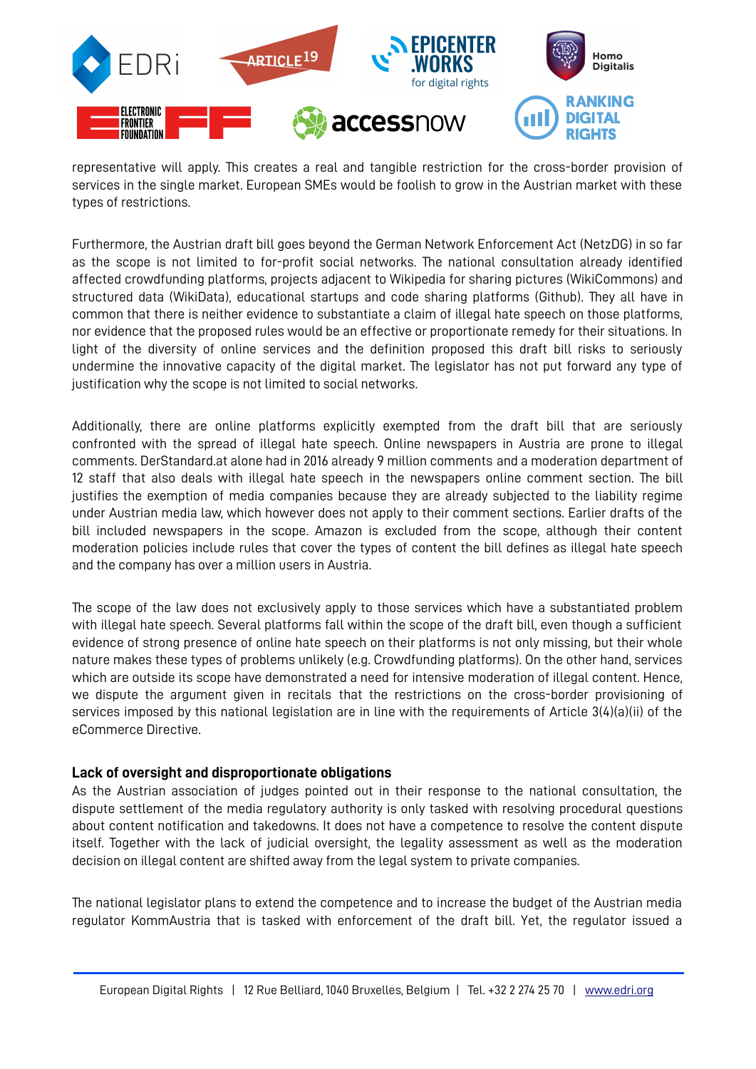representative will apply. This creates a real and tangible restriction for the cross-border provision of services in the single market. European SMEs would be foolish to grow in the Austrian market with these types of restrictions.

Furthermore, the Austrian draft bill goes beyond the German Network Enforcement Act (NetzDG) in so far as the scope is not limited to for-profit social networks. The national consultation already identified affected crowdfunding platforms, projects adjacent to Wikipedia for sharing pictures (WikiCommons) and structured data (WikiData), educational startups and code sharing platforms (Github). They all have in common that there is neither evidence to substantiate a claim of illegal hate speech on those platforms, nor evidence that the proposed rules would be an effective or proportionate remedy for their situations. In light of the diversity of online services and the definition proposed this draft bill risks to seriously undermine the innovative capacity of the digital market. The legislator has not put forward any type of justification why the scope is not limited to social networks.

Additionally, there are online platforms explicitly exempted from the draft bill that are seriously confronted with the spread of illegal hate speech. Online newspapers in Austria are prone to illegal comments. DerStandard.at alone had in 2016 already 9 million comments and a moderation department of 12 staff that also deals with illegal hate speech in the newspapers online comment section. The bill justifies the exemption of media companies because they are already subjected to the liability regime under Austrian media law, which however does not apply to their comment sections. Earlier drafts of the bill included newspapers in the scope. Amazon is excluded from the scope, although their content moderation policies include rules that cover the types of content the bill defines as illegal hate speech and the company has over a million users in Austria.

The scope of the law does not exclusively apply to those services which have a substantiated problem with illegal hate speech. Several platforms fall within the scope of the draft bill, even though a sufficient evidence of strong presence of online hate speech on their platforms is not only missing, but their whole nature makes these types of problems unlikely (e.g. Crowdfunding platforms). On the other hand, services which are outside its scope have demonstrated a need for intensive moderation of illegal content. Hence, we dispute the argument given in recitals that the restrictions on the cross-border provisioning of services imposed by this national legislation are in line with the requirements of Article 3(4)(a)(ii) of the eCommerce Directive.

### Lack of oversight and disproportionate obligations

As the Austrian association of judges pointed out in their response to the national consultation, the dispute settlement of the media regulatory authority is only tasked with resolving procedural questions about content notification and takedowns. It does not have a competence to resolve the content dispute itself. Together with the lack of judicial oversight, the legality assessment as well as the moderation decision on illegal content are shifted away from the legal system to private companies.

The national legislator plans to extend the competence and to increase the budget of the Austrian media regulator KommAustria that is tasked with enforcement of the draft bill. Yet, the regulator issued a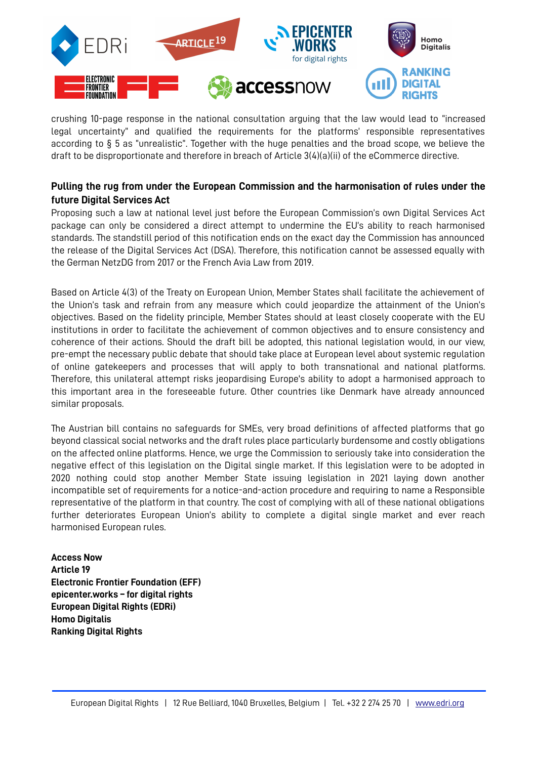crushing 10-page response in the national consultation arguing that the law would lead to "increased legal uncertainty" and qualified the requirements for the platforms' responsible representatives according to § 5 as "unrealistic". Together with the huge penalties and the broad scope, we believe the draft to be disproportionate and therefore in breach of Article 3(4)(a)(ii) of the eCommerce directive.

**Pulling the rug from under the European Commission and the harmonisation of rules under the future Digital Services Act**

Proposing such a law at national level just before the European Commission's own Digital Services Act package can only be considered a direct attempt to undermine the EU's ability to reach harmonised standards. The standstill period of this notification ends on the exact day the Commission has announced the release of the Digital Services Act (DSA). Therefore, this notification cannot be assessed equally with the German NetzDG from 2017 or the French Avia Law from 2019.

Based on Article 4(3) of the Treaty on European Union, Member States shall facilitate the achievement of the Union's task and refrain from any measure which could jeopardize the attainment of the Union's objectives. Based on the fidelity principle, Member States should at least closely cooperate with the EU institutions in order to facilitate the achievement of common objectives and to ensure consistency and coherence of their actions. Should the draft bill be adopted, this national legislation would, in our view, pre-empt the necessary public debate that should take place at European level about systemic regulation of online gatekeepers and processes that will apply to both transnational and national platforms. Therefore, this unilateral attempt risks jeopardising Europe's ability to adopt a harmonised approach to this important area in the foreseeable future. Other countries like Denmark have already announced similar proposals.

The Austrian bill contains no safeguards for SMEs, very broad definitions of affected platforms that go beyond classical social networks and the draft rules place particularly burdensome and costly obligations on the affected online platforms. Hence, we urge the Commission to seriously take into consideration the negative effect of this legislation on the Digital single market. If this legislation were to be adopted in 2020 nothing could stop another Member State issuing legislation in 2021 laying down another incompatible set of requirements for a notice-and-action procedure and requiring to name a Responsible representative of the platform in that country. The cost of complying with all of these national obligations further deteriorates European Union's ability to complete a digital single market and ever reach harmonised European rules.

**Access Now**
**Article 19**
**Electronic Frontier Foundation (EFF)**
**epicenter.works – for digital rights**
**European Digital Rights (EDRi)**
**Homo Digitalis**
**Ranking Digital Rights**